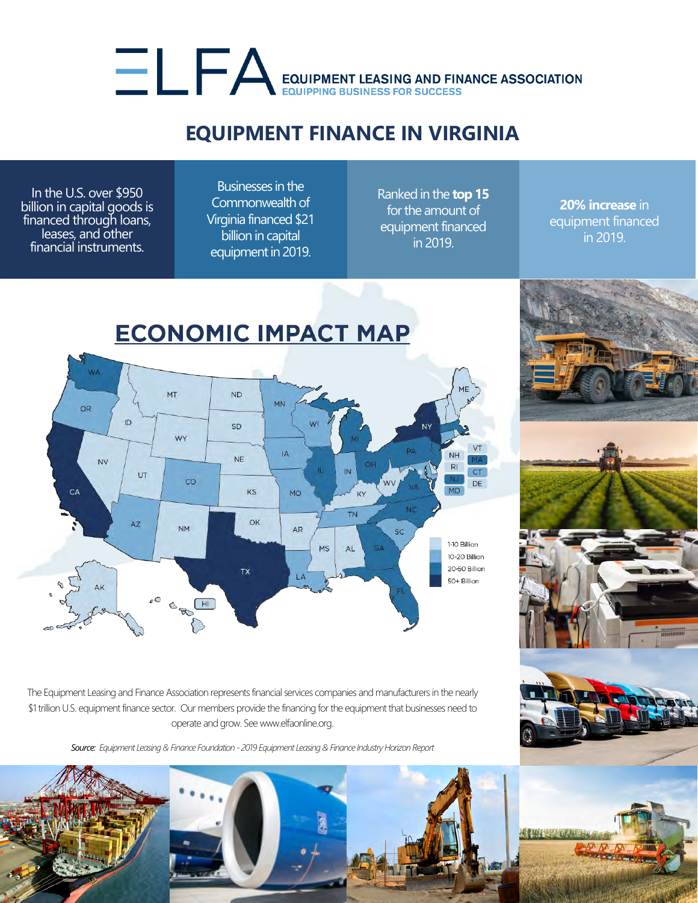# ELFA

EQUIPMENT LEASING AND FINANCE ASSOCIATION
EQUIPPING BUSINESS FOR SUCCESS

## EQUIPMENT FINANCE IN VIRGINIA

In the U.S. over $950 billion in capital goods is financed through loans, leases, and other financial instruments.

Businesses in the Commonwealth of Virginia financed $21 billion in capital equipment in 2019.

Ranked in the **top 15** for the amount of equipment financed in 2019.

**20% increase** in equipment financed in 2019.

## ECONOMIC IMPACT MAP

- 1-10 Billion
- 10-20 Billion
- 20-50 Billion
- 50+ Billion

The Equipment Leasing and Finance Association represents financial services companies and manufacturers in the nearly $1 trillion U.S. equipment finance sector. Our members provide the financing for the equipment that businesses need to operate and grow. See www.elfaonline.org.

*Source: Equipment Leasing & Finance Foundation - 2019 Equipment Leasing & Finance Industry Horizon Report*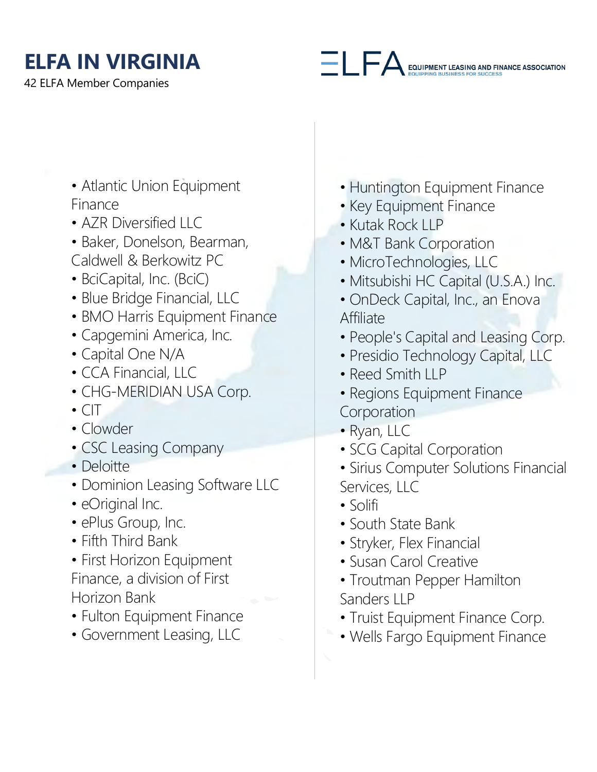# ELFA IN VIRGINIA

42 ELFA Member Companies

EQUIPMENT LEASING AND FINANCE ASSOCIATION
EQUIPPING BUSINESS FOR SUCCESS

- Atlantic Union Equipment Finance
- AZR Diversified LLC
- Baker, Donelson, Bearman, Caldwell & Berkowitz PC
- BciCapital, Inc. (BciC)
- Blue Bridge Financial, LLC
- BMO Harris Equipment Finance
- Capgemini America, Inc.
- Capital One N/A
- CCA Financial, LLC
- CHG-MERIDIAN USA Corp.
- CIT
- Clowder
- CSC Leasing Company
- Deloitte
- Dominion Leasing Software LLC
- eOriginal Inc.
- ePlus Group, Inc.
- Fifth Third Bank
- First Horizon Equipment Finance, a division of First Horizon Bank
- Fulton Equipment Finance
- Government Leasing, LLC
- Huntington Equipment Finance
- Key Equipment Finance
- Kutak Rock LLP
- M&T Bank Corporation
- MicroTechnologies, LLC
- Mitsubishi HC Capital (U.S.A.) Inc.
- OnDeck Capital, Inc., an Enova Affiliate
- People's Capital and Leasing Corp.
- Presidio Technology Capital, LLC
- Reed Smith LLP
- Regions Equipment Finance Corporation
- Ryan, LLC
- SCG Capital Corporation
- Sirius Computer Solutions Financial Services, LLC
- Solifi
- South State Bank
- Stryker, Flex Financial
- Susan Carol Creative
- Troutman Pepper Hamilton Sanders LLP
- Truist Equipment Finance Corp.
- Wells Fargo Equipment Finance